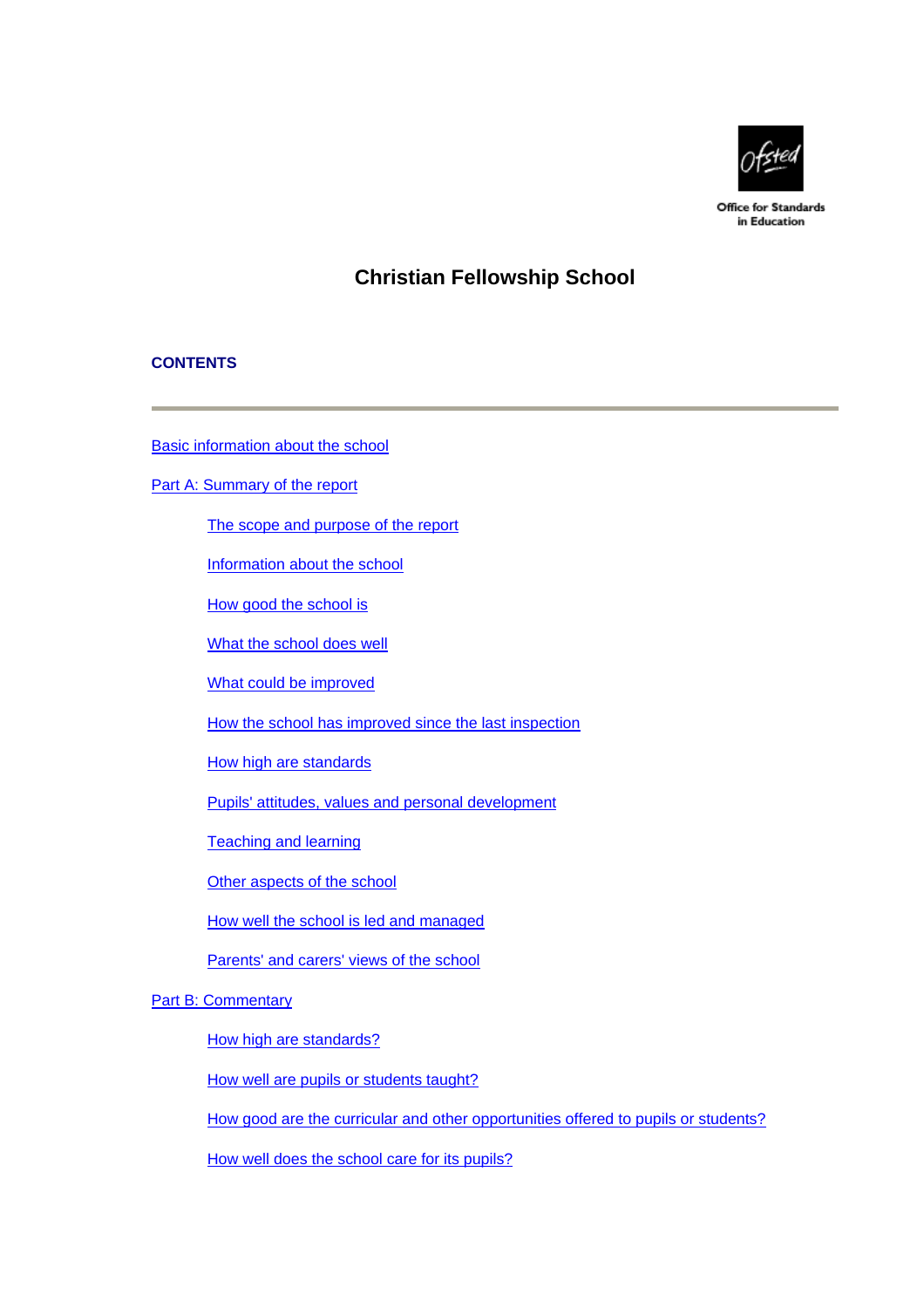Office for Standards in Education

# Christian Fellowship School

## CONTENTS

---

Basic information about the school

Part A: Summary of the report

- The scope and purpose of the report
- Information about the school
- How good the school is
- What the school does well
- What could be improved
- How the school has improved since the last inspection
- How high are standards
- Pupils' attitudes, values and personal development
- Teaching and learning
- Other aspects of the school
- How well the school is led and managed
- Parents' and carers' views of the school

Part B: Commentary

- How high are standards?
- How well are pupils or students taught?
- How good are the curricular and other opportunities offered to pupils or students?
- How well does the school care for its pupils?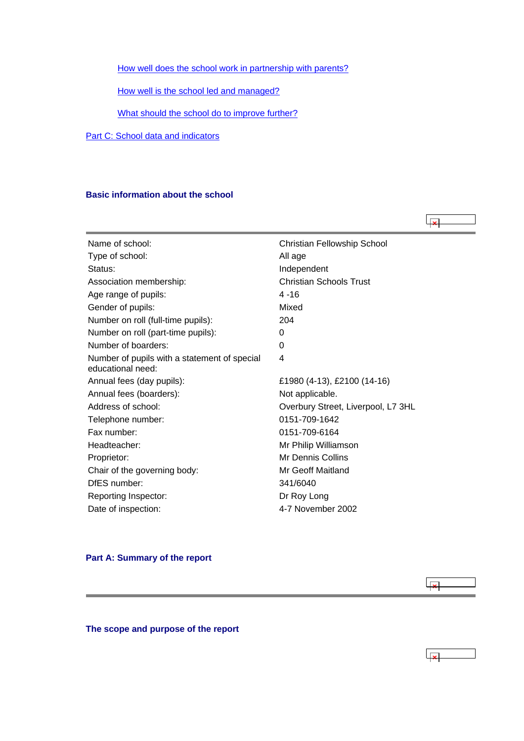How well does the school work in partnership with parents?

How well is the school led and managed?

What should the school do to improve further?

Part C: School data and indicators

## Basic information about the school

| | |
|---|---|
| Name of school: | Christian Fellowship School |
| Type of school: | All age |
| Status: | Independent |
| Association membership: | Christian Schools Trust |
| Age range of pupils: | 4 -16 |
| Gender of pupils: | Mixed |
| Number on roll (full-time pupils): | 204 |
| Number on roll (part-time pupils): | 0 |
| Number of boarders: | 0 |
| Number of pupils with a statement of special educational need: | 4 |
| Annual fees (day pupils): | £1980 (4-13), £2100 (14-16) |
| Annual fees (boarders): | Not applicable. |
| Address of school: | Overbury Street, Liverpool, L7 3HL |
| Telephone number: | 0151-709-1642 |
| Fax number: | 0151-709-6164 |
| Headteacher: | Mr Philip Williamson |
| Proprietor: | Mr Dennis Collins |
| Chair of the governing body: | Mr Geoff Maitland |
| DfES number: | 341/6040 |
| Reporting Inspector: | Dr Roy Long |
| Date of inspection: | 4-7 November 2002 |

## Part A: Summary of the report

### The scope and purpose of the report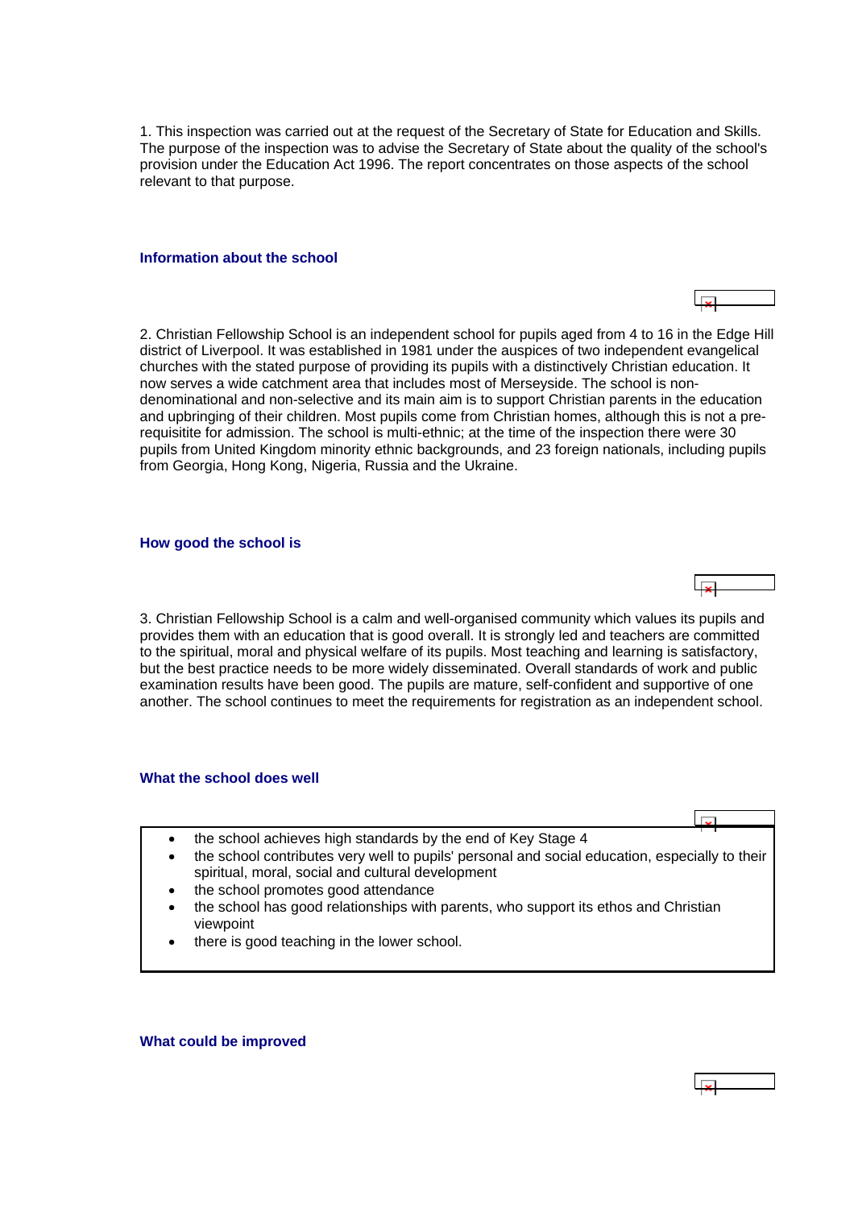1. This inspection was carried out at the request of the Secretary of State for Education and Skills. The purpose of the inspection was to advise the Secretary of State about the quality of the school's provision under the Education Act 1996. The report concentrates on those aspects of the school relevant to that purpose.

### Information about the school

2. Christian Fellowship School is an independent school for pupils aged from 4 to 16 in the Edge Hill district of Liverpool. It was established in 1981 under the auspices of two independent evangelical churches with the stated purpose of providing its pupils with a distinctively Christian education. It now serves a wide catchment area that includes most of Merseyside. The school is non-denominational and non-selective and its main aim is to support Christian parents in the education and upbringing of their children. Most pupils come from Christian homes, although this is not a pre-requisitite for admission. The school is multi-ethnic; at the time of the inspection there were 30 pupils from United Kingdom minority ethnic backgrounds, and 23 foreign nationals, including pupils from Georgia, Hong Kong, Nigeria, Russia and the Ukraine.

### How good the school is

3. Christian Fellowship School is a calm and well-organised community which values its pupils and provides them with an education that is good overall. It is strongly led and teachers are committed to the spiritual, moral and physical welfare of its pupils. Most teaching and learning is satisfactory, but the best practice needs to be more widely disseminated. Overall standards of work and public examination results have been good. The pupils are mature, self-confident and supportive of one another. The school continues to meet the requirements for registration as an independent school.

### What the school does well

- the school achieves high standards by the end of Key Stage 4
- the school contributes very well to pupils' personal and social education, especially to their spiritual, moral, social and cultural development
- the school promotes good attendance
- the school has good relationships with parents, who support its ethos and Christian viewpoint
- there is good teaching in the lower school.

### What could be improved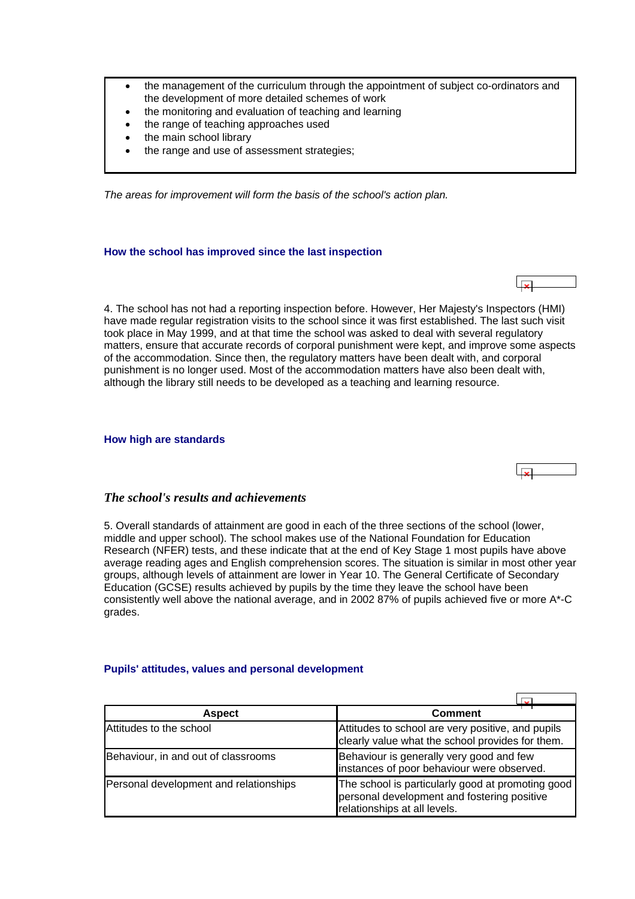- the management of the curriculum through the appointment of subject co-ordinators and the development of more detailed schemes of work
- the monitoring and evaluation of teaching and learning
- the range of teaching approaches used
- the main school library
- the range and use of assessment strategies;

*The areas for improvement will form the basis of the school's action plan.*

### How the school has improved since the last inspection

4. The school has not had a reporting inspection before. However, Her Majesty's Inspectors (HMI) have made regular registration visits to the school since it was first established. The last such visit took place in May 1999, and at that time the school was asked to deal with several regulatory matters, ensure that accurate records of corporal punishment were kept, and improve some aspects of the accommodation. Since then, the regulatory matters have been dealt with, and corporal punishment is no longer used. Most of the accommodation matters have also been dealt with, although the library still needs to be developed as a teaching and learning resource.

### How high are standards

## *The school's results and achievements*

5. Overall standards of attainment are good in each of the three sections of the school (lower, middle and upper school). The school makes use of the National Foundation for Education Research (NFER) tests, and these indicate that at the end of Key Stage 1 most pupils have above average reading ages and English comprehension scores. The situation is similar in most other year groups, although levels of attainment are lower in Year 10. The General Certificate of Secondary Education (GCSE) results achieved by pupils by the time they leave the school have been consistently well above the national average, and in 2002 87% of pupils achieved five or more A*-C grades.

### Pupils' attitudes, values and personal development

| Aspect | Comment |
| --- | --- |
| Attitudes to the school | Attitudes to school are very positive, and pupils clearly value what the school provides for them. |
| Behaviour, in and out of classrooms | Behaviour is generally very good and few instances of poor behaviour were observed. |
| Personal development and relationships | The school is particularly good at promoting good personal development and fostering positive relationships at all levels. |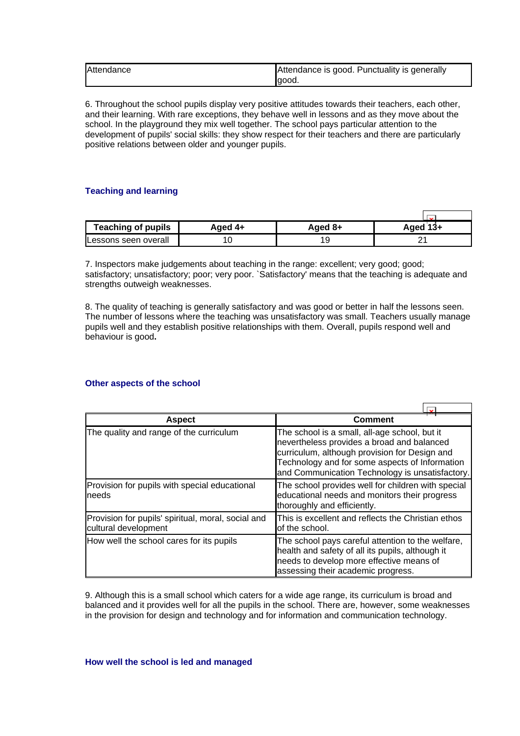| Attendance | Attendance is good. Punctuality is generally good. |
| --- | --- |

6. Throughout the school pupils display very positive attitudes towards their teachers, each other, and their learning. With rare exceptions, they behave well in lessons and as they move about the school. In the playground they mix well together. The school pays particular attention to the development of pupils' social skills: they show respect for their teachers and there are particularly positive relations between older and younger pupils.

### Teaching and learning

| Teaching of pupils | Aged 4+ | Aged 8+ | Aged 13+ |
| --- | --- | --- | --- |
| Lessons seen overall | 10 | 19 | 21 |

7. Inspectors make judgements about teaching in the range: excellent; very good; good; satisfactory; unsatisfactory; poor; very poor. `Satisfactory' means that the teaching is adequate and strengths outweigh weaknesses.

8. The quality of teaching is generally satisfactory and was good or better in half the lessons seen. The number of lessons where the teaching was unsatisfactory was small. Teachers usually manage pupils well and they establish positive relationships with them. Overall, pupils respond well and behaviour is good**.**

### Other aspects of the school

| Aspect | Comment |
| --- | --- |
| The quality and range of the curriculum | The school is a small, all-age school, but it nevertheless provides a broad and balanced curriculum, although provision for Design and Technology and for some aspects of Information and Communication Technology is unsatisfactory. |
| Provision for pupils with special educational needs | The school provides well for children with special educational needs and monitors their progress thoroughly and efficiently. |
| Provision for pupils' spiritual, moral, social and cultural development | This is excellent and reflects the Christian ethos of the school. |
| How well the school cares for its pupils | The school pays careful attention to the welfare, health and safety of all its pupils, although it needs to develop more effective means of assessing their academic progress. |

9. Although this is a small school which caters for a wide age range, its curriculum is broad and balanced and it provides well for all the pupils in the school. There are, however, some weaknesses in the provision for design and technology and for information and communication technology.

### How well the school is led and managed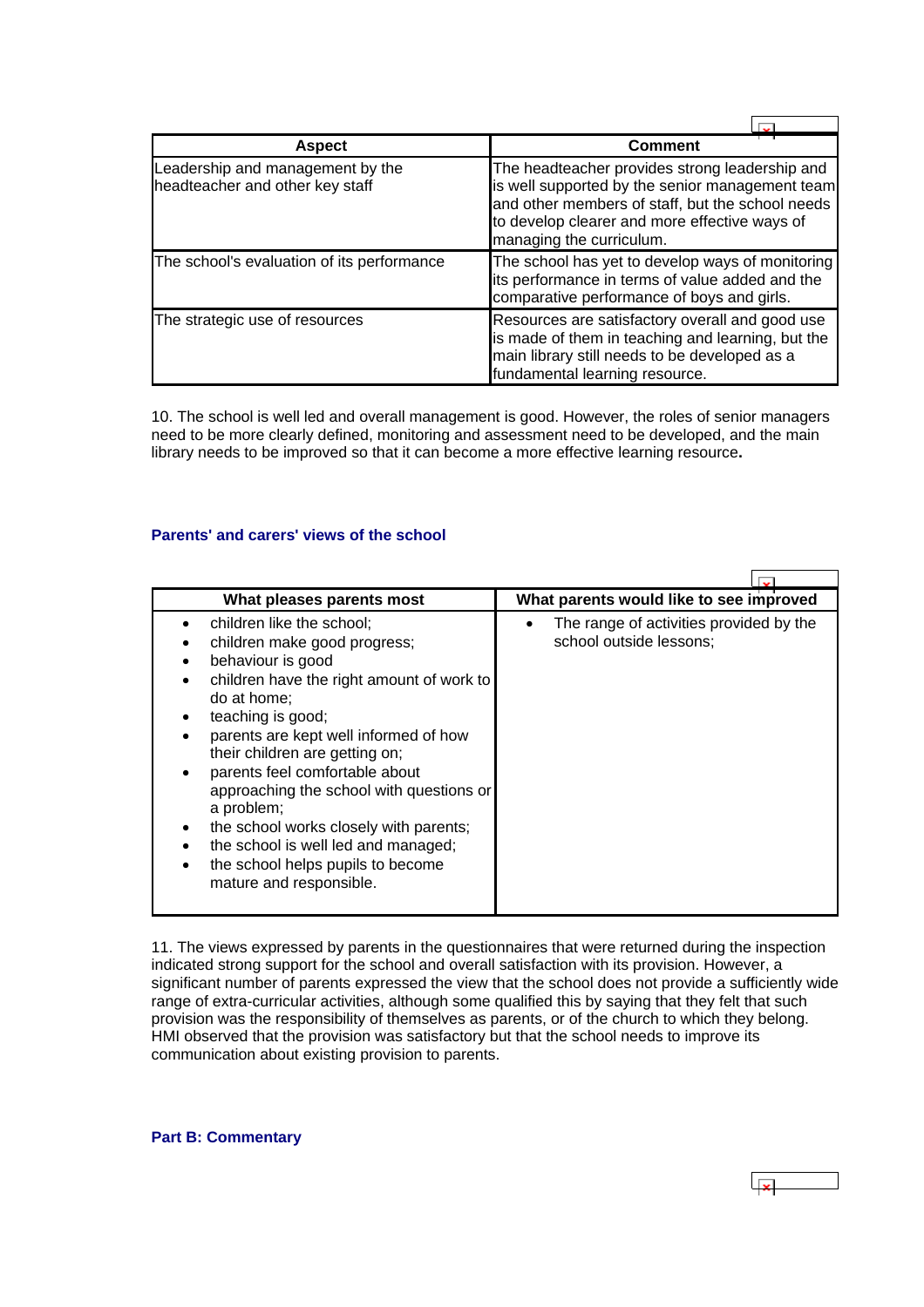| Aspect | Comment |
|---|---|
| Leadership and management by the headteacher and other key staff | The headteacher provides strong leadership and is well supported by the senior management team and other members of staff, but the school needs to develop clearer and more effective ways of managing the curriculum. |
| The school's evaluation of its performance | The school has yet to develop ways of monitoring its performance in terms of value added and the comparative performance of boys and girls. |
| The strategic use of resources | Resources are satisfactory overall and good use is made of them in teaching and learning, but the main library still needs to be developed as a fundamental learning resource. |

10. The school is well led and overall management is good. However, the roles of senior managers need to be more clearly defined, monitoring and assessment need to be developed, and the main library needs to be improved so that it can become a more effective learning resource**.**

### Parents' and carers' views of the school

| What pleases parents most | What parents would like to see improved |
|---|---|
| • children like the school;<br>• children make good progress;<br>• behaviour is good<br>• children have the right amount of work to do at home;<br>• teaching is good;<br>• parents are kept well informed of how their children are getting on;<br>• parents feel comfortable about approaching the school with questions or a problem;<br>• the school works closely with parents;<br>• the school is well led and managed;<br>• the school helps pupils to become mature and responsible. | • The range of activities provided by the school outside lessons; |

11. The views expressed by parents in the questionnaires that were returned during the inspection indicated strong support for the school and overall satisfaction with its provision. However, a significant number of parents expressed the view that the school does not provide a sufficiently wide range of extra-curricular activities, although some qualified this by saying that they felt that such provision was the responsibility of themselves as parents, or of the church to which they belong. HMI observed that the provision was satisfactory but that the school needs to improve its communication about existing provision to parents.

### Part B: Commentary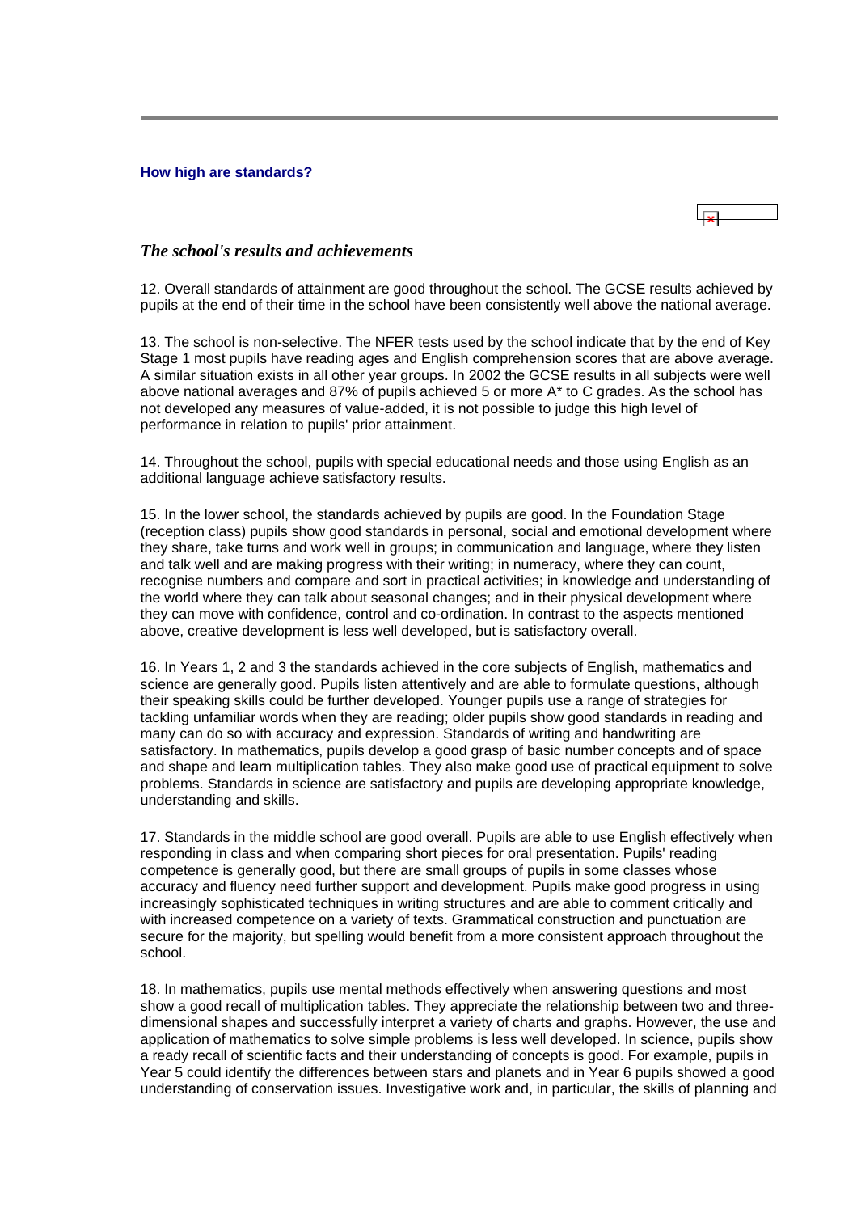## How high are standards?

### *The school's results and achievements*

12. Overall standards of attainment are good throughout the school. The GCSE results achieved by pupils at the end of their time in the school have been consistently well above the national average.

13. The school is non-selective. The NFER tests used by the school indicate that by the end of Key Stage 1 most pupils have reading ages and English comprehension scores that are above average. A similar situation exists in all other year groups. In 2002 the GCSE results in all subjects were well above national averages and 87% of pupils achieved 5 or more A* to C grades. As the school has not developed any measures of value-added, it is not possible to judge this high level of performance in relation to pupils' prior attainment.

14. Throughout the school, pupils with special educational needs and those using English as an additional language achieve satisfactory results.

15. In the lower school, the standards achieved by pupils are good. In the Foundation Stage (reception class) pupils show good standards in personal, social and emotional development where they share, take turns and work well in groups; in communication and language, where they listen and talk well and are making progress with their writing; in numeracy, where they can count, recognise numbers and compare and sort in practical activities; in knowledge and understanding of the world where they can talk about seasonal changes; and in their physical development where they can move with confidence, control and co-ordination. In contrast to the aspects mentioned above, creative development is less well developed, but is satisfactory overall.

16. In Years 1, 2 and 3 the standards achieved in the core subjects of English, mathematics and science are generally good. Pupils listen attentively and are able to formulate questions, although their speaking skills could be further developed. Younger pupils use a range of strategies for tackling unfamiliar words when they are reading; older pupils show good standards in reading and many can do so with accuracy and expression. Standards of writing and handwriting are satisfactory. In mathematics, pupils develop a good grasp of basic number concepts and of space and shape and learn multiplication tables. They also make good use of practical equipment to solve problems. Standards in science are satisfactory and pupils are developing appropriate knowledge, understanding and skills.

17. Standards in the middle school are good overall. Pupils are able to use English effectively when responding in class and when comparing short pieces for oral presentation. Pupils' reading competence is generally good, but there are small groups of pupils in some classes whose accuracy and fluency need further support and development. Pupils make good progress in using increasingly sophisticated techniques in writing structures and are able to comment critically and with increased competence on a variety of texts. Grammatical construction and punctuation are secure for the majority, but spelling would benefit from a more consistent approach throughout the school.

18. In mathematics, pupils use mental methods effectively when answering questions and most show a good recall of multiplication tables. They appreciate the relationship between two and three-dimensional shapes and successfully interpret a variety of charts and graphs. However, the use and application of mathematics to solve simple problems is less well developed. In science, pupils show a ready recall of scientific facts and their understanding of concepts is good. For example, pupils in Year 5 could identify the differences between stars and planets and in Year 6 pupils showed a good understanding of conservation issues. Investigative work and, in particular, the skills of planning and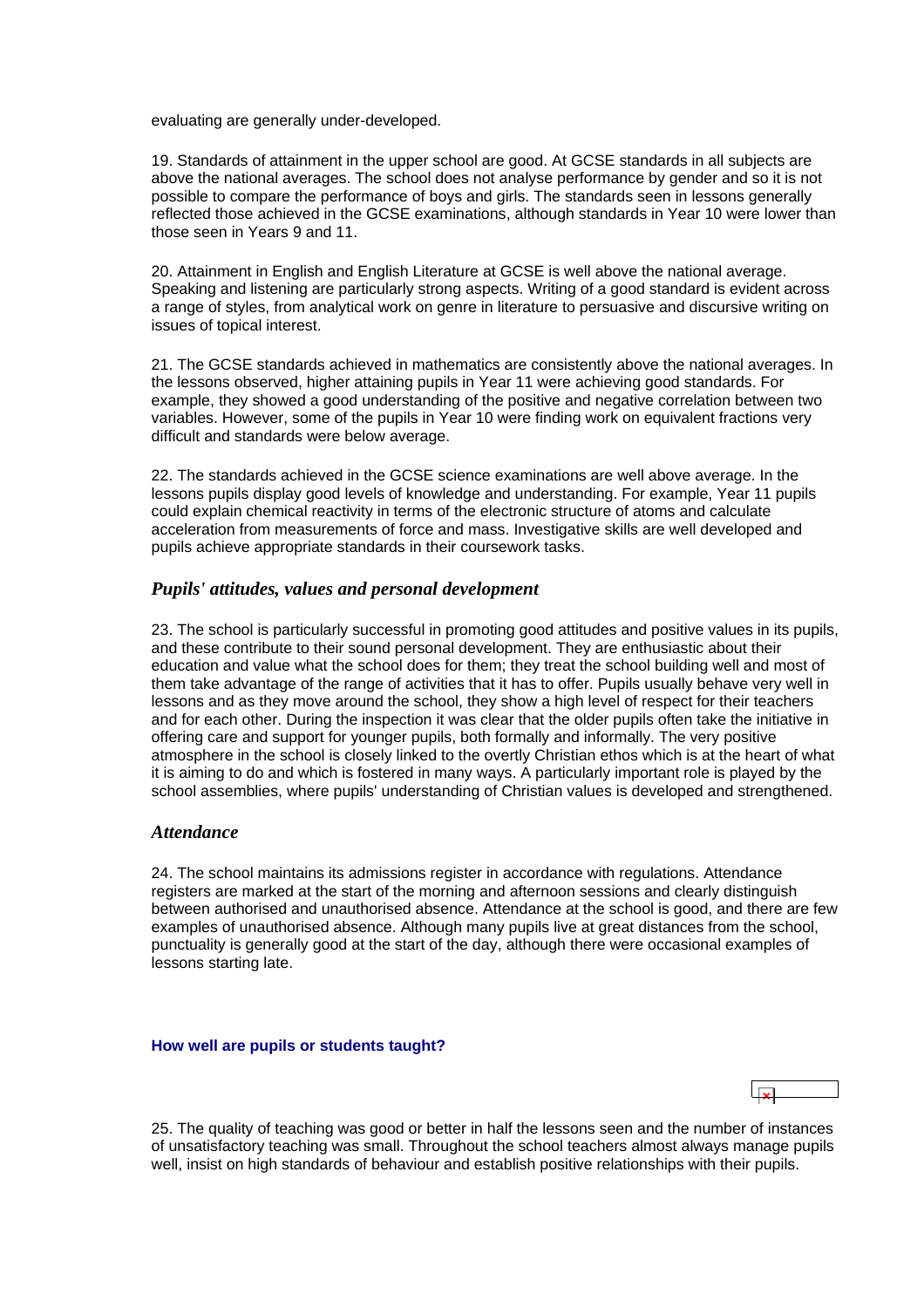evaluating are generally under-developed.

19. Standards of attainment in the upper school are good. At GCSE standards in all subjects are above the national averages. The school does not analyse performance by gender and so it is not possible to compare the performance of boys and girls. The standards seen in lessons generally reflected those achieved in the GCSE examinations, although standards in Year 10 were lower than those seen in Years 9 and 11.

20. Attainment in English and English Literature at GCSE is well above the national average. Speaking and listening are particularly strong aspects. Writing of a good standard is evident across a range of styles, from analytical work on genre in literature to persuasive and discursive writing on issues of topical interest.

21. The GCSE standards achieved in mathematics are consistently above the national averages. In the lessons observed, higher attaining pupils in Year 11 were achieving good standards. For example, they showed a good understanding of the positive and negative correlation between two variables. However, some of the pupils in Year 10 were finding work on equivalent fractions very difficult and standards were below average.

22. The standards achieved in the GCSE science examinations are well above average. In the lessons pupils display good levels of knowledge and understanding. For example, Year 11 pupils could explain chemical reactivity in terms of the electronic structure of atoms and calculate acceleration from measurements of force and mass. Investigative skills are well developed and pupils achieve appropriate standards in their coursework tasks.

### *Pupils' attitudes, values and personal development*

23. The school is particularly successful in promoting good attitudes and positive values in its pupils, and these contribute to their sound personal development. They are enthusiastic about their education and value what the school does for them; they treat the school building well and most of them take advantage of the range of activities that it has to offer. Pupils usually behave very well in lessons and as they move around the school, they show a high level of respect for their teachers and for each other. During the inspection it was clear that the older pupils often take the initiative in offering care and support for younger pupils, both formally and informally. The very positive atmosphere in the school is closely linked to the overtly Christian ethos which is at the heart of what it is aiming to do and which is fostered in many ways. A particularly important role is played by the school assemblies, where pupils' understanding of Christian values is developed and strengthened.

### *Attendance*

24. The school maintains its admissions register in accordance with regulations. Attendance registers are marked at the start of the morning and afternoon sessions and clearly distinguish between authorised and unauthorised absence. Attendance at the school is good, and there are few examples of unauthorised absence. Although many pupils live at great distances from the school, punctuality is generally good at the start of the day, although there were occasional examples of lessons starting late.

**How well are pupils or students taught?**

25. The quality of teaching was good or better in half the lessons seen and the number of instances of unsatisfactory teaching was small. Throughout the school teachers almost always manage pupils well, insist on high standards of behaviour and establish positive relationships with their pupils.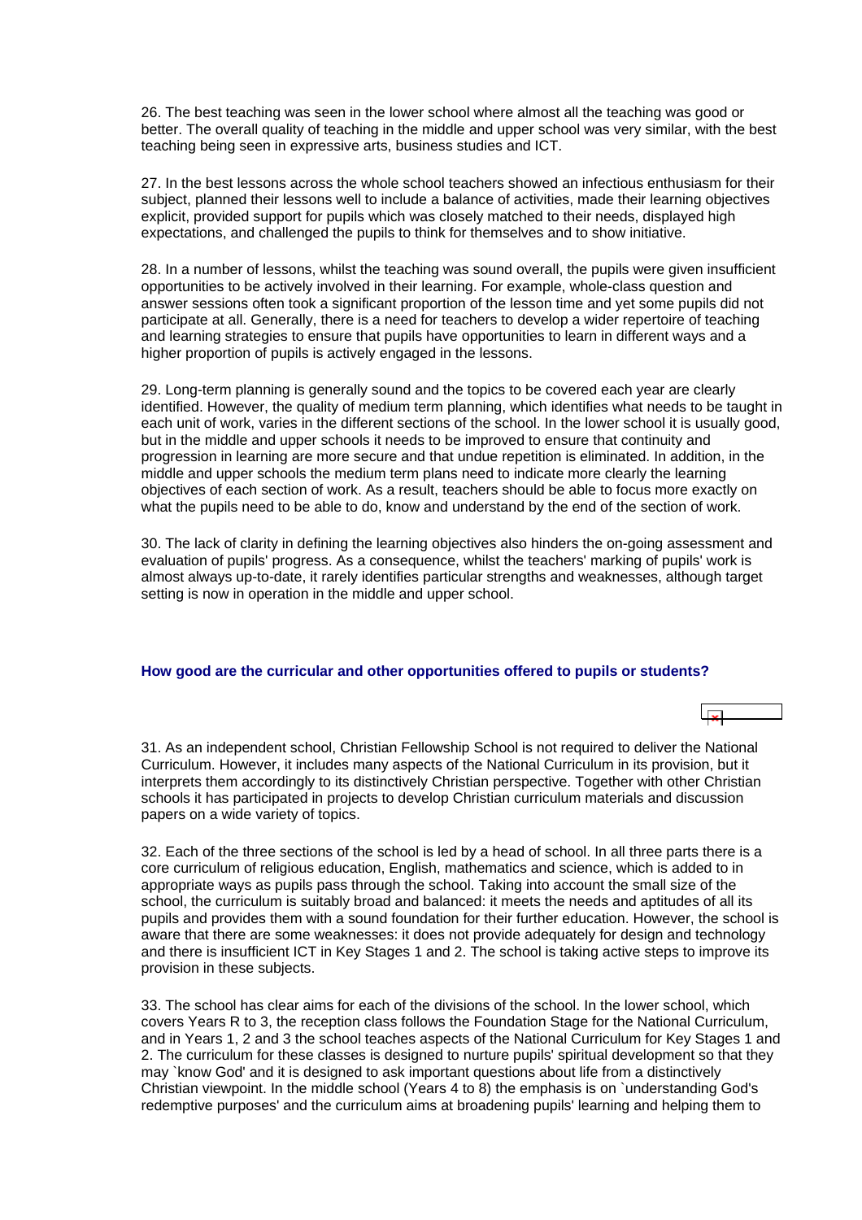26. The best teaching was seen in the lower school where almost all the teaching was good or better. The overall quality of teaching in the middle and upper school was very similar, with the best teaching being seen in expressive arts, business studies and ICT.

27. In the best lessons across the whole school teachers showed an infectious enthusiasm for their subject, planned their lessons well to include a balance of activities, made their learning objectives explicit, provided support for pupils which was closely matched to their needs, displayed high expectations, and challenged the pupils to think for themselves and to show initiative.

28. In a number of lessons, whilst the teaching was sound overall, the pupils were given insufficient opportunities to be actively involved in their learning. For example, whole-class question and answer sessions often took a significant proportion of the lesson time and yet some pupils did not participate at all. Generally, there is a need for teachers to develop a wider repertoire of teaching and learning strategies to ensure that pupils have opportunities to learn in different ways and a higher proportion of pupils is actively engaged in the lessons.

29. Long-term planning is generally sound and the topics to be covered each year are clearly identified. However, the quality of medium term planning, which identifies what needs to be taught in each unit of work, varies in the different sections of the school. In the lower school it is usually good, but in the middle and upper schools it needs to be improved to ensure that continuity and progression in learning are more secure and that undue repetition is eliminated. In addition, in the middle and upper schools the medium term plans need to indicate more clearly the learning objectives of each section of work. As a result, teachers should be able to focus more exactly on what the pupils need to be able to do, know and understand by the end of the section of work.

30. The lack of clarity in defining the learning objectives also hinders the on-going assessment and evaluation of pupils' progress. As a consequence, whilst the teachers' marking of pupils' work is almost always up-to-date, it rarely identifies particular strengths and weaknesses, although target setting is now in operation in the middle and upper school.

### How good are the curricular and other opportunities offered to pupils or students?

31. As an independent school, Christian Fellowship School is not required to deliver the National Curriculum. However, it includes many aspects of the National Curriculum in its provision, but it interprets them accordingly to its distinctively Christian perspective. Together with other Christian schools it has participated in projects to develop Christian curriculum materials and discussion papers on a wide variety of topics.

32. Each of the three sections of the school is led by a head of school. In all three parts there is a core curriculum of religious education, English, mathematics and science, which is added to in appropriate ways as pupils pass through the school. Taking into account the small size of the school, the curriculum is suitably broad and balanced: it meets the needs and aptitudes of all its pupils and provides them with a sound foundation for their further education. However, the school is aware that there are some weaknesses: it does not provide adequately for design and technology and there is insufficient ICT in Key Stages 1 and 2. The school is taking active steps to improve its provision in these subjects.

33. The school has clear aims for each of the divisions of the school. In the lower school, which covers Years R to 3, the reception class follows the Foundation Stage for the National Curriculum, and in Years 1, 2 and 3 the school teaches aspects of the National Curriculum for Key Stages 1 and 2. The curriculum for these classes is designed to nurture pupils' spiritual development so that they may `know God' and it is designed to ask important questions about life from a distinctively Christian viewpoint. In the middle school (Years 4 to 8) the emphasis is on `understanding God's redemptive purposes' and the curriculum aims at broadening pupils' learning and helping them to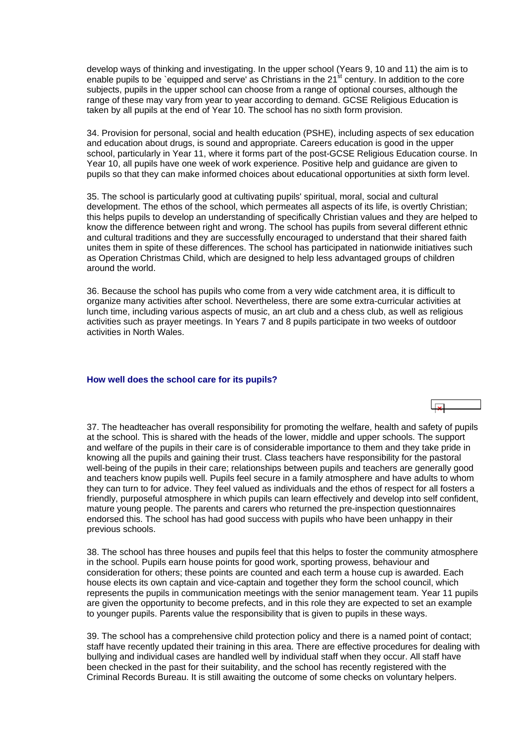develop ways of thinking and investigating. In the upper school (Years 9, 10 and 11) the aim is to enable pupils to be `equipped and serve' as Christians in the 21st century. In addition to the core subjects, pupils in the upper school can choose from a range of optional courses, although the range of these may vary from year to year according to demand. GCSE Religious Education is taken by all pupils at the end of Year 10. The school has no sixth form provision.

34. Provision for personal, social and health education (PSHE), including aspects of sex education and education about drugs, is sound and appropriate. Careers education is good in the upper school, particularly in Year 11, where it forms part of the post-GCSE Religious Education course. In Year 10, all pupils have one week of work experience. Positive help and guidance are given to pupils so that they can make informed choices about educational opportunities at sixth form level.

35. The school is particularly good at cultivating pupils' spiritual, moral, social and cultural development. The ethos of the school, which permeates all aspects of its life, is overtly Christian; this helps pupils to develop an understanding of specifically Christian values and they are helped to know the difference between right and wrong. The school has pupils from several different ethnic and cultural traditions and they are successfully encouraged to understand that their shared faith unites them in spite of these differences. The school has participated in nationwide initiatives such as Operation Christmas Child, which are designed to help less advantaged groups of children around the world.

36. Because the school has pupils who come from a very wide catchment area, it is difficult to organize many activities after school. Nevertheless, there are some extra-curricular activities at lunch time, including various aspects of music, an art club and a chess club, as well as religious activities such as prayer meetings. In Years 7 and 8 pupils participate in two weeks of outdoor activities in North Wales.

### How well does the school care for its pupils?

37. The headteacher has overall responsibility for promoting the welfare, health and safety of pupils at the school. This is shared with the heads of the lower, middle and upper schools. The support and welfare of the pupils in their care is of considerable importance to them and they take pride in knowing all the pupils and gaining their trust. Class teachers have responsibility for the pastoral well-being of the pupils in their care; relationships between pupils and teachers are generally good and teachers know pupils well. Pupils feel secure in a family atmosphere and have adults to whom they can turn to for advice. They feel valued as individuals and the ethos of respect for all fosters a friendly, purposeful atmosphere in which pupils can learn effectively and develop into self confident, mature young people. The parents and carers who returned the pre-inspection questionnaires endorsed this. The school has had good success with pupils who have been unhappy in their previous schools.

38. The school has three houses and pupils feel that this helps to foster the community atmosphere in the school. Pupils earn house points for good work, sporting prowess, behaviour and consideration for others; these points are counted and each term a house cup is awarded. Each house elects its own captain and vice-captain and together they form the school council, which represents the pupils in communication meetings with the senior management team. Year 11 pupils are given the opportunity to become prefects, and in this role they are expected to set an example to younger pupils. Parents value the responsibility that is given to pupils in these ways.

39. The school has a comprehensive child protection policy and there is a named point of contact; staff have recently updated their training in this area. There are effective procedures for dealing with bullying and individual cases are handled well by individual staff when they occur. All staff have been checked in the past for their suitability, and the school has recently registered with the Criminal Records Bureau. It is still awaiting the outcome of some checks on voluntary helpers.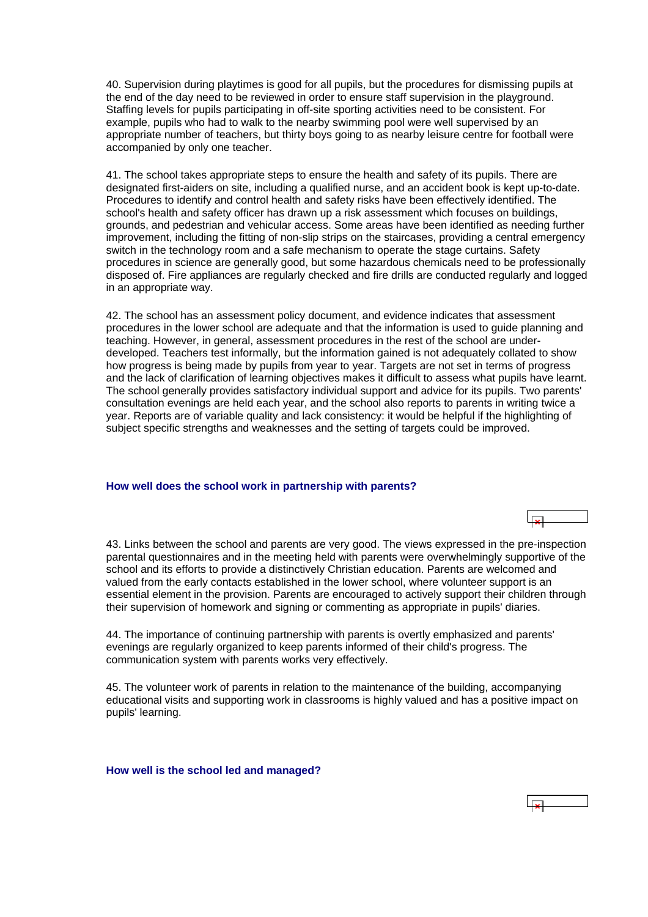40. Supervision during playtimes is good for all pupils, but the procedures for dismissing pupils at the end of the day need to be reviewed in order to ensure staff supervision in the playground. Staffing levels for pupils participating in off-site sporting activities need to be consistent. For example, pupils who had to walk to the nearby swimming pool were well supervised by an appropriate number of teachers, but thirty boys going to as nearby leisure centre for football were accompanied by only one teacher.

41. The school takes appropriate steps to ensure the health and safety of its pupils. There are designated first-aiders on site, including a qualified nurse, and an accident book is kept up-to-date. Procedures to identify and control health and safety risks have been effectively identified. The school's health and safety officer has drawn up a risk assessment which focuses on buildings, grounds, and pedestrian and vehicular access. Some areas have been identified as needing further improvement, including the fitting of non-slip strips on the staircases, providing a central emergency switch in the technology room and a safe mechanism to operate the stage curtains. Safety procedures in science are generally good, but some hazardous chemicals need to be professionally disposed of. Fire appliances are regularly checked and fire drills are conducted regularly and logged in an appropriate way.

42. The school has an assessment policy document, and evidence indicates that assessment procedures in the lower school are adequate and that the information is used to guide planning and teaching. However, in general, assessment procedures in the rest of the school are under-developed. Teachers test informally, but the information gained is not adequately collated to show how progress is being made by pupils from year to year. Targets are not set in terms of progress and the lack of clarification of learning objectives makes it difficult to assess what pupils have learnt. The school generally provides satisfactory individual support and advice for its pupils. Two parents' consultation evenings are held each year, and the school also reports to parents in writing twice a year. Reports are of variable quality and lack consistency: it would be helpful if the highlighting of subject specific strengths and weaknesses and the setting of targets could be improved.

### How well does the school work in partnership with parents?

43. Links between the school and parents are very good. The views expressed in the pre-inspection parental questionnaires and in the meeting held with parents were overwhelmingly supportive of the school and its efforts to provide a distinctively Christian education. Parents are welcomed and valued from the early contacts established in the lower school, where volunteer support is an essential element in the provision. Parents are encouraged to actively support their children through their supervision of homework and signing or commenting as appropriate in pupils' diaries.

44. The importance of continuing partnership with parents is overtly emphasized and parents' evenings are regularly organized to keep parents informed of their child's progress. The communication system with parents works very effectively.

45. The volunteer work of parents in relation to the maintenance of the building, accompanying educational visits and supporting work in classrooms is highly valued and has a positive impact on pupils' learning.

### How well is the school led and managed?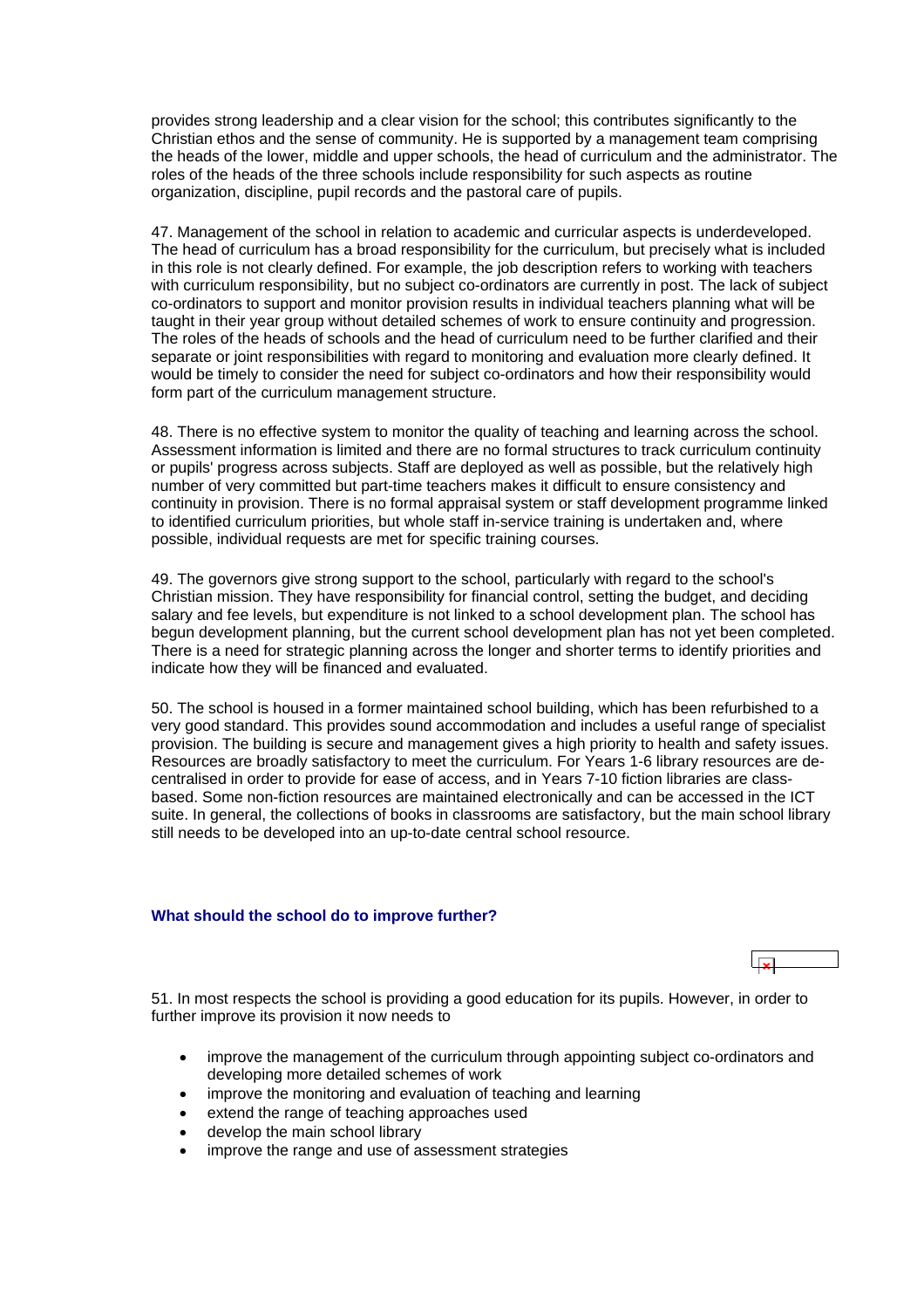provides strong leadership and a clear vision for the school; this contributes significantly to the Christian ethos and the sense of community. He is supported by a management team comprising the heads of the lower, middle and upper schools, the head of curriculum and the administrator. The roles of the heads of the three schools include responsibility for such aspects as routine organization, discipline, pupil records and the pastoral care of pupils.

47. Management of the school in relation to academic and curricular aspects is underdeveloped. The head of curriculum has a broad responsibility for the curriculum, but precisely what is included in this role is not clearly defined. For example, the job description refers to working with teachers with curriculum responsibility, but no subject co-ordinators are currently in post. The lack of subject co-ordinators to support and monitor provision results in individual teachers planning what will be taught in their year group without detailed schemes of work to ensure continuity and progression. The roles of the heads of schools and the head of curriculum need to be further clarified and their separate or joint responsibilities with regard to monitoring and evaluation more clearly defined. It would be timely to consider the need for subject co-ordinators and how their responsibility would form part of the curriculum management structure.

48. There is no effective system to monitor the quality of teaching and learning across the school. Assessment information is limited and there are no formal structures to track curriculum continuity or pupils' progress across subjects. Staff are deployed as well as possible, but the relatively high number of very committed but part-time teachers makes it difficult to ensure consistency and continuity in provision. There is no formal appraisal system or staff development programme linked to identified curriculum priorities, but whole staff in-service training is undertaken and, where possible, individual requests are met for specific training courses.

49. The governors give strong support to the school, particularly with regard to the school's Christian mission. They have responsibility for financial control, setting the budget, and deciding salary and fee levels, but expenditure is not linked to a school development plan. The school has begun development planning, but the current school development plan has not yet been completed. There is a need for strategic planning across the longer and shorter terms to identify priorities and indicate how they will be financed and evaluated.

50. The school is housed in a former maintained school building, which has been refurbished to a very good standard. This provides sound accommodation and includes a useful range of specialist provision. The building is secure and management gives a high priority to health and safety issues. Resources are broadly satisfactory to meet the curriculum. For Years 1-6 library resources are de-centralised in order to provide for ease of access, and in Years 7-10 fiction libraries are class-based. Some non-fiction resources are maintained electronically and can be accessed in the ICT suite. In general, the collections of books in classrooms are satisfactory, but the main school library still needs to be developed into an up-to-date central school resource.

### What should the school do to improve further?

51. In most respects the school is providing a good education for its pupils. However, in order to further improve its provision it now needs to

- improve the management of the curriculum through appointing subject co-ordinators and developing more detailed schemes of work
- improve the monitoring and evaluation of teaching and learning
- extend the range of teaching approaches used
- develop the main school library
- improve the range and use of assessment strategies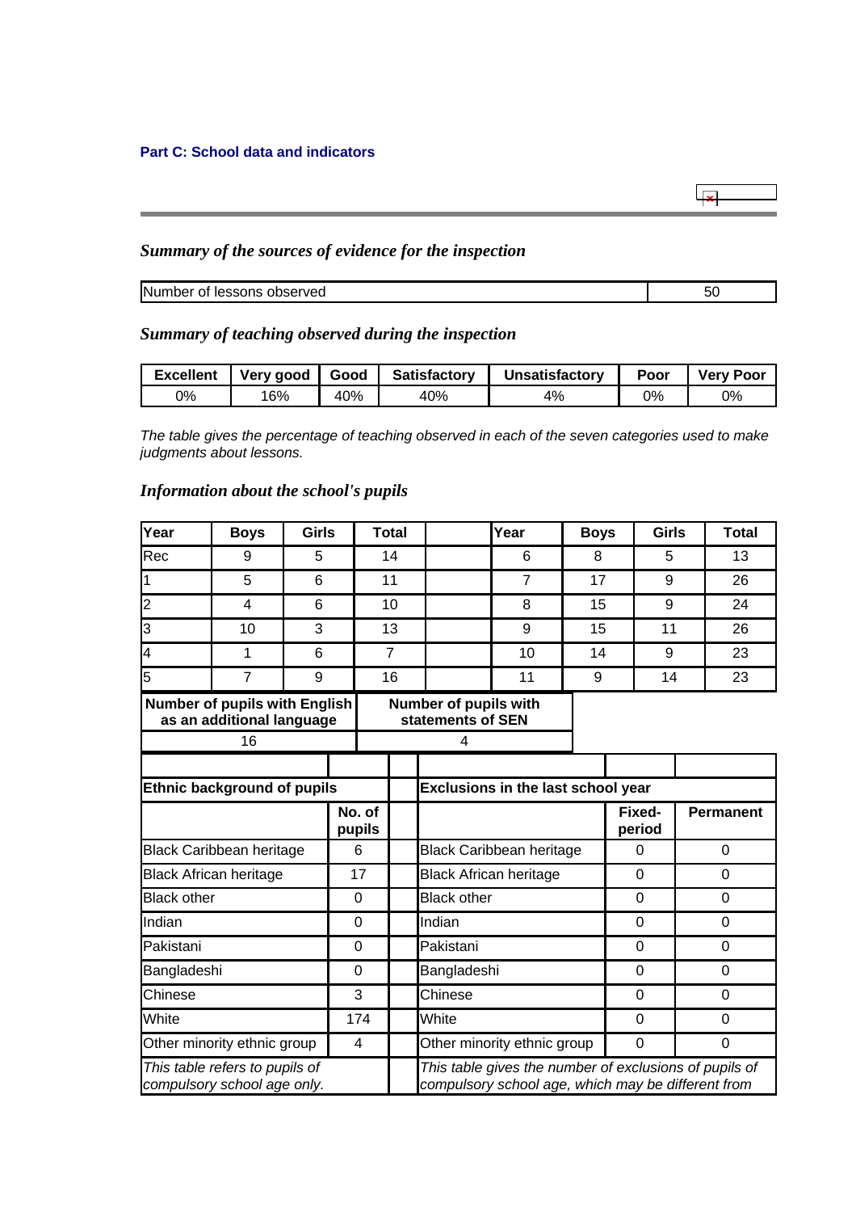### Part C: School data and indicators

## *Summary of the sources of evidence for the inspection*

| Number of lessons observed | 50 |
|---|---|

## *Summary of teaching observed during the inspection*

| Excellent | Very good | Good | Satisfactory | Unsatisfactory | Poor | Very Poor |
|---|---|---|---|---|---|---|
| 0% | 16% | 40% | 40% | 4% | 0% | 0% |

*The table gives the percentage of teaching observed in each of the seven categories used to make judgments about lessons.*

## *Information about the school's pupils*

| Year | Boys | Girls | Total | | Year | Boys | Girls | Total |
|---|---|---|---|---|---|---|---|---|
| Rec | 9 | 5 | 14 | | 6 | 8 | 5 | 13 |
| 1 | 5 | 6 | 11 | | 7 | 17 | 9 | 26 |
| 2 | 4 | 6 | 10 | | 8 | 15 | 9 | 24 |
| 3 | 10 | 3 | 13 | | 9 | 15 | 11 | 26 |
| 4 | 1 | 6 | 7 | | 10 | 14 | 9 | 23 |
| 5 | 7 | 9 | 16 | | 11 | 9 | 14 | 23 |

| Number of pupils with English as an additional language | Number of pupils with statements of SEN |
|---|---|
| 16 | 4 |

| Ethnic background of pupils | No. of pupils | | Exclusions in the last school year | Fixed-period | Permanent |
|---|---|---|---|---|---|
| Black Caribbean heritage | 6 | | Black Caribbean heritage | 0 | 0 |
| Black African heritage | 17 | | Black African heritage | 0 | 0 |
| Black other | 0 | | Black other | 0 | 0 |
| Indian | 0 | | Indian | 0 | 0 |
| Pakistani | 0 | | Pakistani | 0 | 0 |
| Bangladeshi | 0 | | Bangladeshi | 0 | 0 |
| Chinese | 3 | | Chinese | 0 | 0 |
| White | 174 | | White | 0 | 0 |
| Other minority ethnic group | 4 | | Other minority ethnic group | 0 | 0 |

*This table refers to pupils of compulsory school age only.*

*This table gives the number of exclusions of pupils of compulsory school age, which may be different from*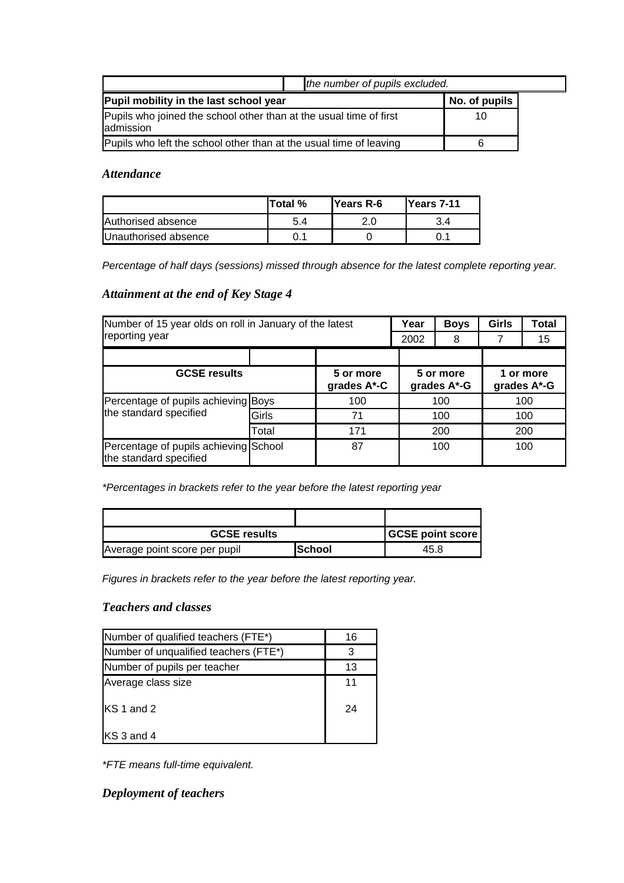| | | the number of pupils excluded. |
|---|---|---|

| Pupil mobility in the last school year | No. of pupils |
|---|---|
| Pupils who joined the school other than at the usual time of first admission | 10 |
| Pupils who left the school other than at the usual time of leaving | 6 |

### *Attendance*

| | Total % | Years R-6 | Years 7-11 |
|---|---|---|---|
| Authorised absence | 5.4 | 2.0 | 3.4 |
| Unauthorised absence | 0.1 | 0 | 0.1 |

*Percentage of half days (sessions) missed through absence for the latest complete reporting year.*

### *Attainment at the end of Key Stage 4*

| Number of 15 year olds on roll in January of the latest reporting year | Year | Boys | Girls | Total |
|---|---|---|---|---|
| | 2002 | 8 | 7 | 15 |

| GCSE results | | 5 or more grades A*-C | 5 or more grades A*-G | 1 or more grades A*-G |
|---|---|---|---|---|
| Percentage of pupils achieving the standard specified | Boys | 100 | 100 | 100 |
| | Girls | 71 | 100 | 100 |
| | Total | 171 | 200 | 200 |
| Percentage of pupils achieving the standard specified | School | 87 | 100 | 100 |

*\*Percentages in brackets refer to the year before the latest reporting year*

| GCSE results | | GCSE point score |
|---|---|---|
| Average point score per pupil | School | 45.8 |

*Figures in brackets refer to the year before the latest reporting year.*

### *Teachers and classes*

| | |
|---|---|
| Number of qualified teachers (FTE*) | 16 |
| Number of unqualified teachers (FTE*) | 3 |
| Number of pupils per teacher | 13 |
| Average class size | 11 |
| KS 1 and 2 | 24 |
| KS 3 and 4 | |

*\*FTE means full-time equivalent.*

### *Deployment of teachers*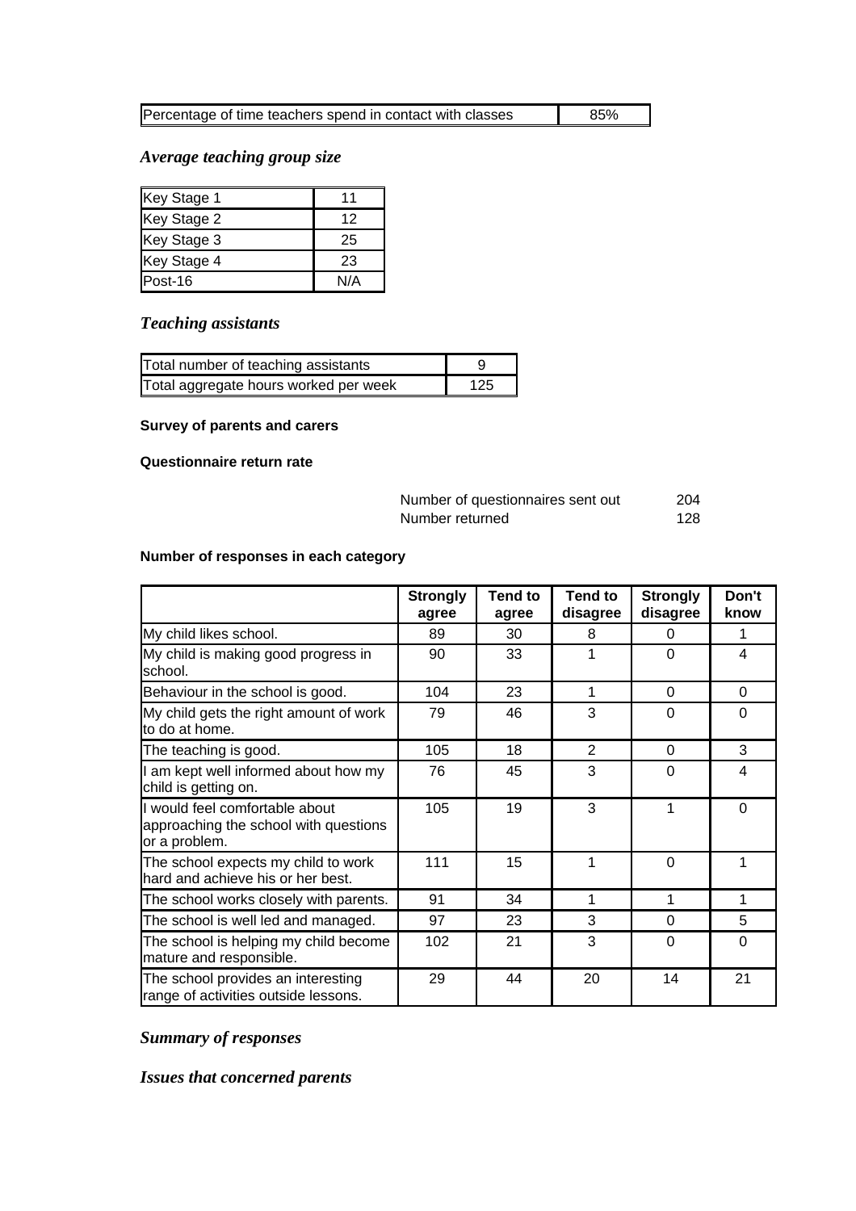| Percentage of time teachers spend in contact with classes | 85% |
| --- | --- |

### *Average teaching group size*

| Key Stage 1 | 11 |
| --- | --- |
| Key Stage 2 | 12 |
| Key Stage 3 | 25 |
| Key Stage 4 | 23 |
| Post-16 | N/A |

### *Teaching assistants*

| Total number of teaching assistants | 9 |
| --- | --- |
| Total aggregate hours worked per week | 125 |

**Survey of parents and carers**

**Questionnaire return rate**

| | |
| --- | --- |
| Number of questionnaires sent out | 204 |
| Number returned | 128 |

**Number of responses in each category**

| | Strongly agree | Tend to agree | Tend to disagree | Strongly disagree | Don't know |
| --- | --- | --- | --- | --- | --- |
| My child likes school. | 89 | 30 | 8 | 0 | 1 |
| My child is making good progress in school. | 90 | 33 | 1 | 0 | 4 |
| Behaviour in the school is good. | 104 | 23 | 1 | 0 | 0 |
| My child gets the right amount of work to do at home. | 79 | 46 | 3 | 0 | 0 |
| The teaching is good. | 105 | 18 | 2 | 0 | 3 |
| I am kept well informed about how my child is getting on. | 76 | 45 | 3 | 0 | 4 |
| I would feel comfortable about approaching the school with questions or a problem. | 105 | 19 | 3 | 1 | 0 |
| The school expects my child to work hard and achieve his or her best. | 111 | 15 | 1 | 0 | 1 |
| The school works closely with parents. | 91 | 34 | 1 | 1 | 1 |
| The school is well led and managed. | 97 | 23 | 3 | 0 | 5 |
| The school is helping my child become mature and responsible. | 102 | 21 | 3 | 0 | 0 |
| The school provides an interesting range of activities outside lessons. | 29 | 44 | 20 | 14 | 21 |

### *Summary of responses*

### *Issues that concerned parents*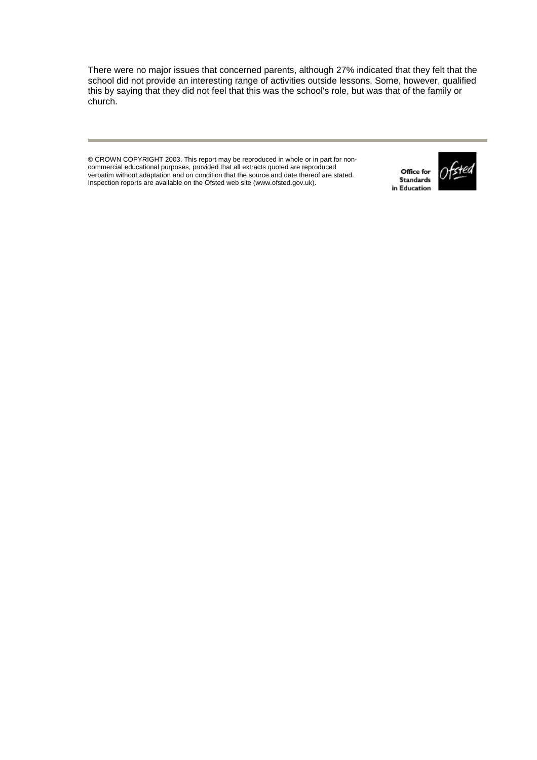There were no major issues that concerned parents, although 27% indicated that they felt that the school did not provide an interesting range of activities outside lessons. Some, however, qualified this by saying that they did not feel that this was the school's role, but was that of the family or church.

---

© CROWN COPYRIGHT 2003. This report may be reproduced in whole or in part for non-commercial educational purposes, provided that all extracts quoted are reproduced verbatim without adaptation and on condition that the source and date thereof are stated. Inspection reports are available on the Ofsted web site (www.ofsted.gov.uk).

Office for Standards in Education

Ofsted